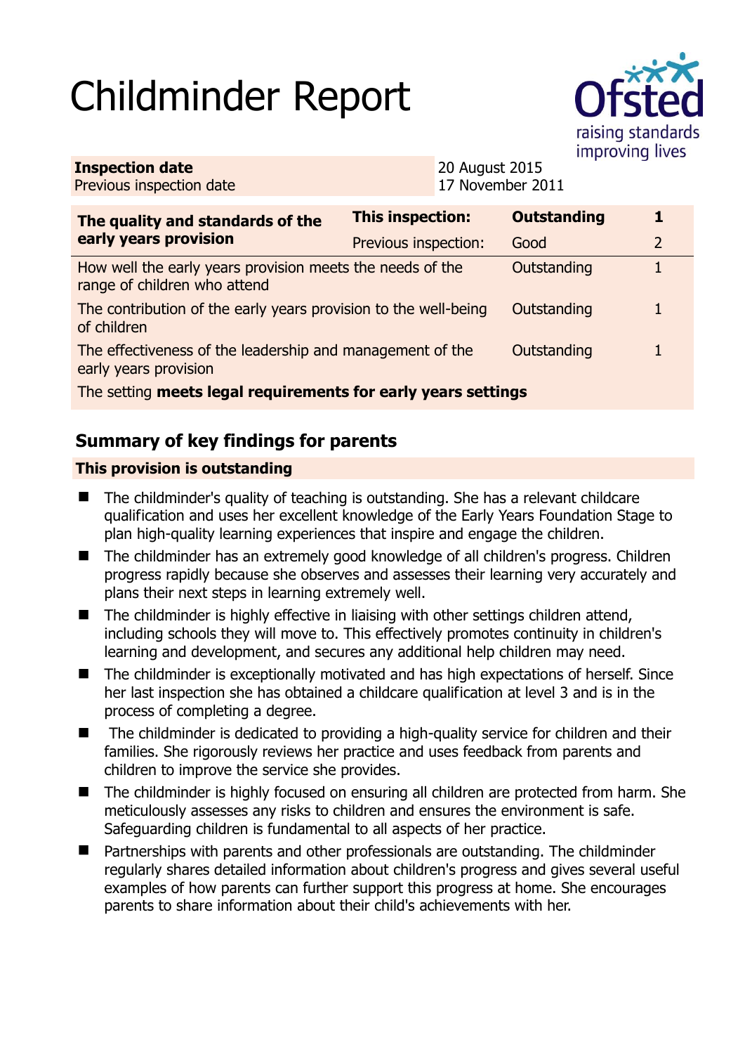# Childminder Report

| **Inspection date** | 20 August 2015 |
|---|---|
| Previous inspection date | 17 November 2011 |

| **The quality and standards of the early years provision** | **This inspection:** | **Outstanding** | **1** |
|---|---|---|---|
| | Previous inspection: | Good | 2 |
| How well the early years provision meets the needs of the range of children who attend | | Outstanding | 1 |
| The contribution of the early years provision to the well-being of children | | Outstanding | 1 |
| The effectiveness of the leadership and management of the early years provision | | Outstanding | 1 |
| The setting **meets legal requirements for early years settings** | | | |

## Summary of key findings for parents

**This provision is outstanding**

- The childminder's quality of teaching is outstanding. She has a relevant childcare qualification and uses her excellent knowledge of the Early Years Foundation Stage to plan high-quality learning experiences that inspire and engage the children.
- The childminder has an extremely good knowledge of all children's progress. Children progress rapidly because she observes and assesses their learning very accurately and plans their next steps in learning extremely well.
- The childminder is highly effective in liaising with other settings children attend, including schools they will move to. This effectively promotes continuity in children's learning and development, and secures any additional help children may need.
- The childminder is exceptionally motivated and has high expectations of herself. Since her last inspection she has obtained a childcare qualification at level 3 and is in the process of completing a degree.
- The childminder is dedicated to providing a high-quality service for children and their families. She rigorously reviews her practice and uses feedback from parents and children to improve the service she provides.
- The childminder is highly focused on ensuring all children are protected from harm. She meticulously assesses any risks to children and ensures the environment is safe. Safeguarding children is fundamental to all aspects of her practice.
- Partnerships with parents and other professionals are outstanding. The childminder regularly shares detailed information about children's progress and gives several useful examples of how parents can further support this progress at home. She encourages parents to share information about their child's achievements with her.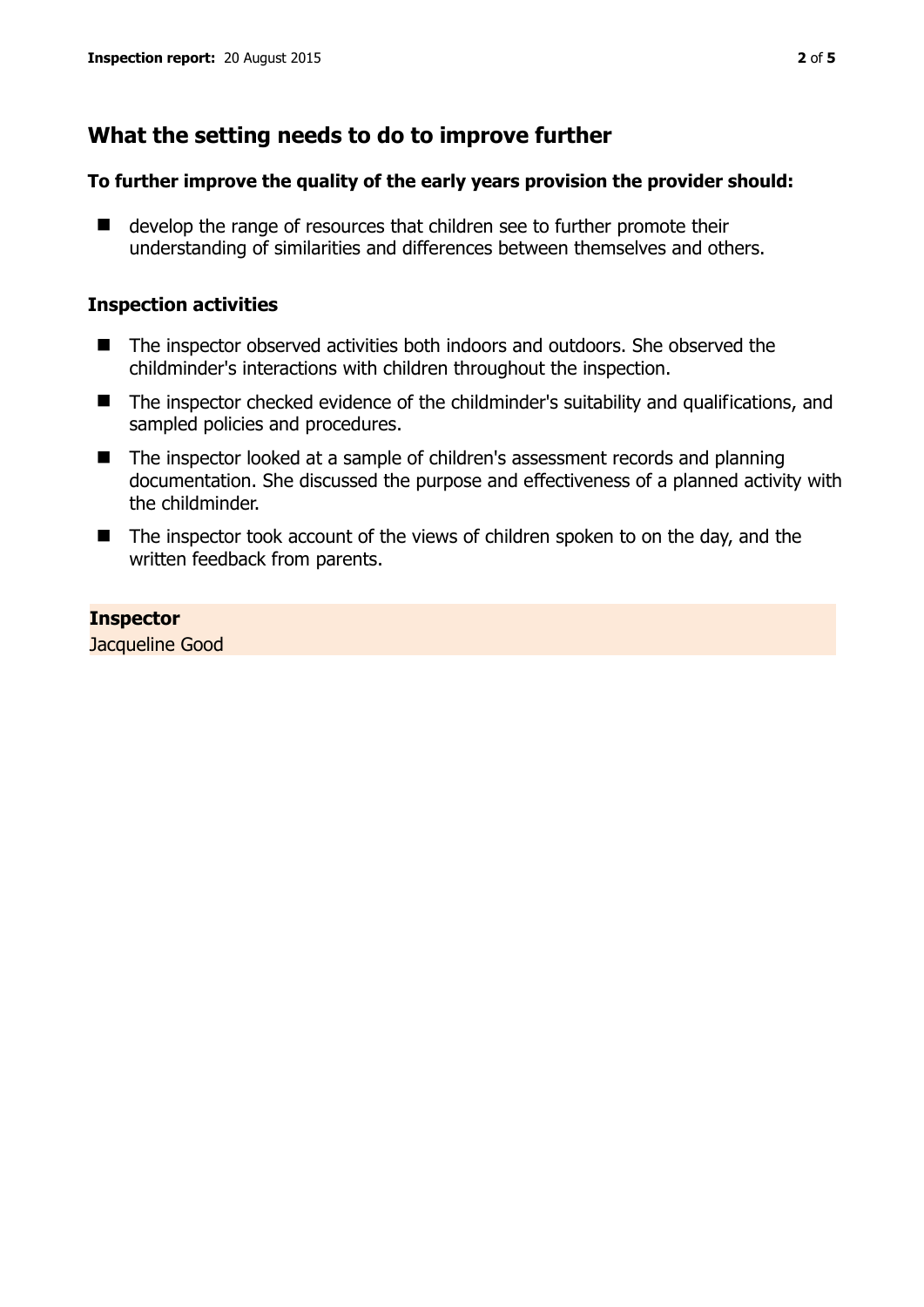## What the setting needs to do to improve further

### To further improve the quality of the early years provision the provider should:

- develop the range of resources that children see to further promote their understanding of similarities and differences between themselves and others.

### Inspection activities

- The inspector observed activities both indoors and outdoors. She observed the childminder's interactions with children throughout the inspection.
- The inspector checked evidence of the childminder's suitability and qualifications, and sampled policies and procedures.
- The inspector looked at a sample of children's assessment records and planning documentation. She discussed the purpose and effectiveness of a planned activity with the childminder.
- The inspector took account of the views of children spoken to on the day, and the written feedback from parents.

**Inspector**

Jacqueline Good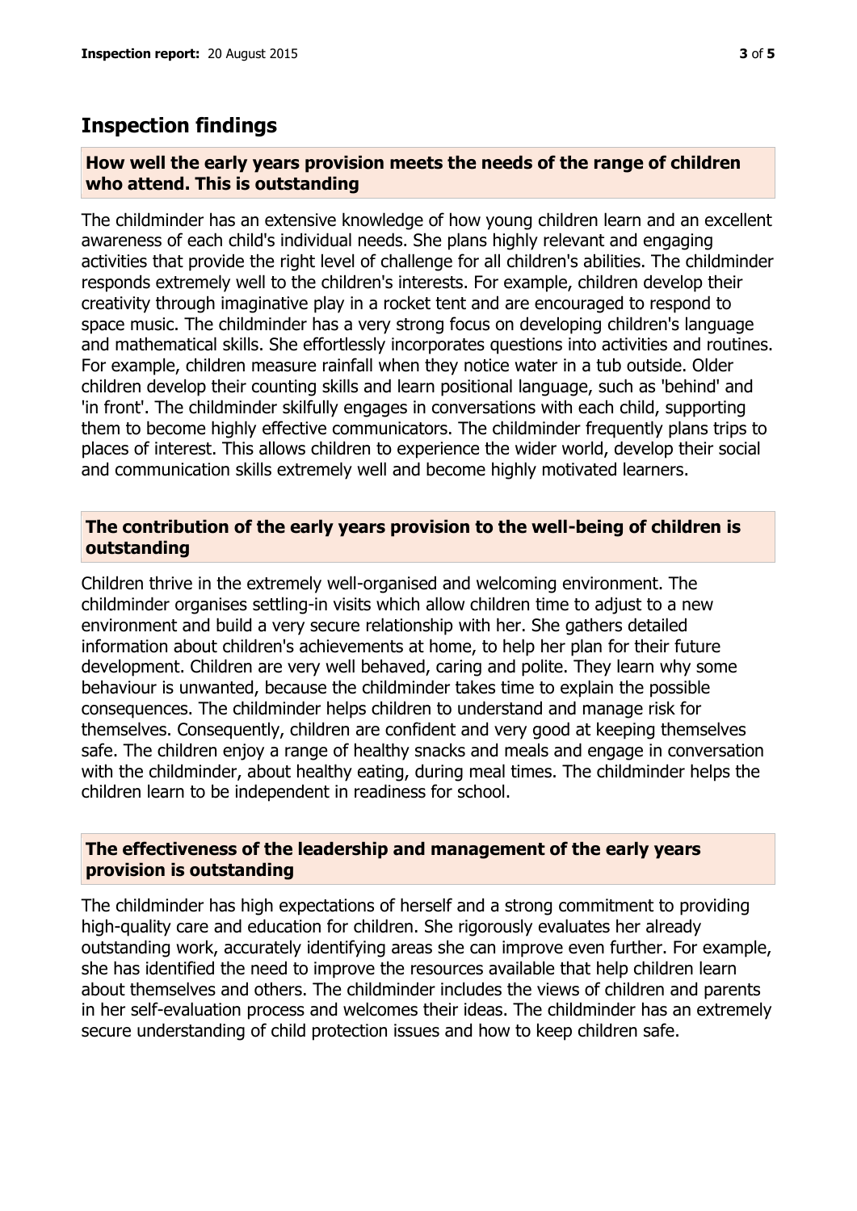## Inspection findings

### How well the early years provision meets the needs of the range of children who attend. This is outstanding

The childminder has an extensive knowledge of how young children learn and an excellent awareness of each child's individual needs. She plans highly relevant and engaging activities that provide the right level of challenge for all children's abilities. The childminder responds extremely well to the children's interests. For example, children develop their creativity through imaginative play in a rocket tent and are encouraged to respond to space music. The childminder has a very strong focus on developing children's language and mathematical skills. She effortlessly incorporates questions into activities and routines. For example, children measure rainfall when they notice water in a tub outside. Older children develop their counting skills and learn positional language, such as 'behind' and 'in front'. The childminder skilfully engages in conversations with each child, supporting them to become highly effective communicators. The childminder frequently plans trips to places of interest. This allows children to experience the wider world, develop their social and communication skills extremely well and become highly motivated learners.

### The contribution of the early years provision to the well-being of children is outstanding

Children thrive in the extremely well-organised and welcoming environment. The childminder organises settling-in visits which allow children time to adjust to a new environment and build a very secure relationship with her. She gathers detailed information about children's achievements at home, to help her plan for their future development. Children are very well behaved, caring and polite. They learn why some behaviour is unwanted, because the childminder takes time to explain the possible consequences. The childminder helps children to understand and manage risk for themselves. Consequently, children are confident and very good at keeping themselves safe. The children enjoy a range of healthy snacks and meals and engage in conversation with the childminder, about healthy eating, during meal times. The childminder helps the children learn to be independent in readiness for school.

### The effectiveness of the leadership and management of the early years provision is outstanding

The childminder has high expectations of herself and a strong commitment to providing high-quality care and education for children. She rigorously evaluates her already outstanding work, accurately identifying areas she can improve even further. For example, she has identified the need to improve the resources available that help children learn about themselves and others. The childminder includes the views of children and parents in her self-evaluation process and welcomes their ideas. The childminder has an extremely secure understanding of child protection issues and how to keep children safe.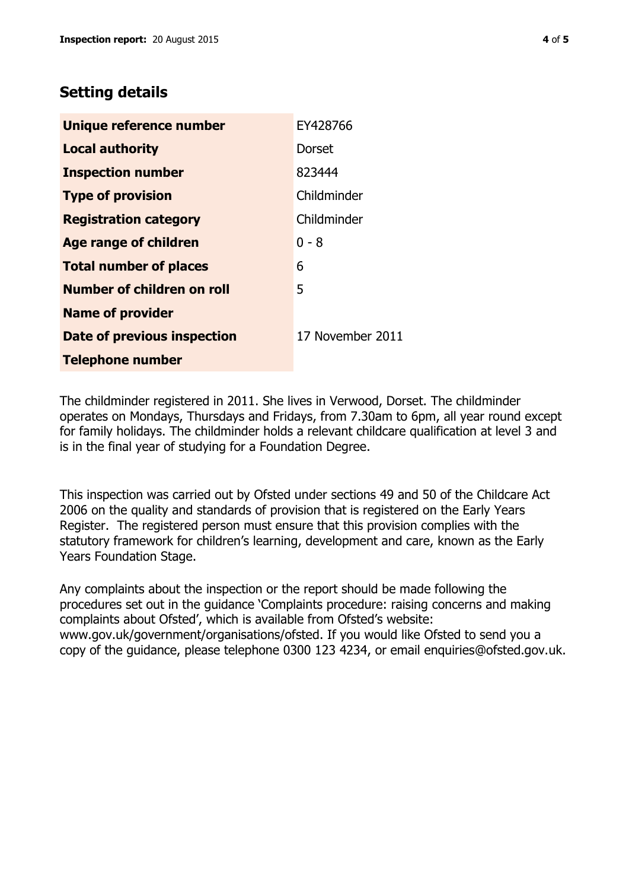## Setting details

| | |
|---|---|
| **Unique reference number** | EY428766 |
| **Local authority** | Dorset |
| **Inspection number** | 823444 |
| **Type of provision** | Childminder |
| **Registration category** | Childminder |
| **Age range of children** | 0 - 8 |
| **Total number of places** | 6 |
| **Number of children on roll** | 5 |
| **Name of provider** | |
| **Date of previous inspection** | 17 November 2011 |
| **Telephone number** | |

The childminder registered in 2011. She lives in Verwood, Dorset. The childminder operates on Mondays, Thursdays and Fridays, from 7.30am to 6pm, all year round except for family holidays. The childminder holds a relevant childcare qualification at level 3 and is in the final year of studying for a Foundation Degree.

This inspection was carried out by Ofsted under sections 49 and 50 of the Childcare Act 2006 on the quality and standards of provision that is registered on the Early Years Register. The registered person must ensure that this provision complies with the statutory framework for children's learning, development and care, known as the Early Years Foundation Stage.

Any complaints about the inspection or the report should be made following the procedures set out in the guidance 'Complaints procedure: raising concerns and making complaints about Ofsted', which is available from Ofsted's website: www.gov.uk/government/organisations/ofsted. If you would like Ofsted to send you a copy of the guidance, please telephone 0300 123 4234, or email enquiries@ofsted.gov.uk.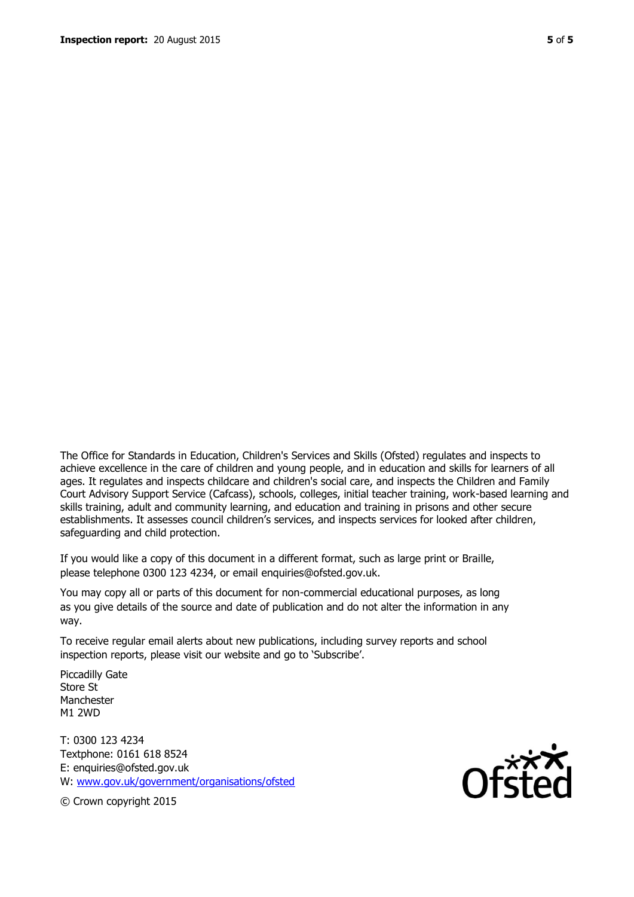The Office for Standards in Education, Children's Services and Skills (Ofsted) regulates and inspects to achieve excellence in the care of children and young people, and in education and skills for learners of all ages. It regulates and inspects childcare and children's social care, and inspects the Children and Family Court Advisory Support Service (Cafcass), schools, colleges, initial teacher training, work-based learning and skills training, adult and community learning, and education and training in prisons and other secure establishments. It assesses council children's services, and inspects services for looked after children, safeguarding and child protection.

If you would like a copy of this document in a different format, such as large print or Braille, please telephone 0300 123 4234, or email enquiries@ofsted.gov.uk.

You may copy all or parts of this document for non-commercial educational purposes, as long as you give details of the source and date of publication and do not alter the information in any way.

To receive regular email alerts about new publications, including survey reports and school inspection reports, please visit our website and go to 'Subscribe'.

Piccadilly Gate
Store St
Manchester
M1 2WD

T: 0300 123 4234
Textphone: 0161 618 8524
E: enquiries@ofsted.gov.uk
W: [www.gov.uk/government/organisations/ofsted](http://www.gov.uk/government/organisations/ofsted)

© Crown copyright 2015